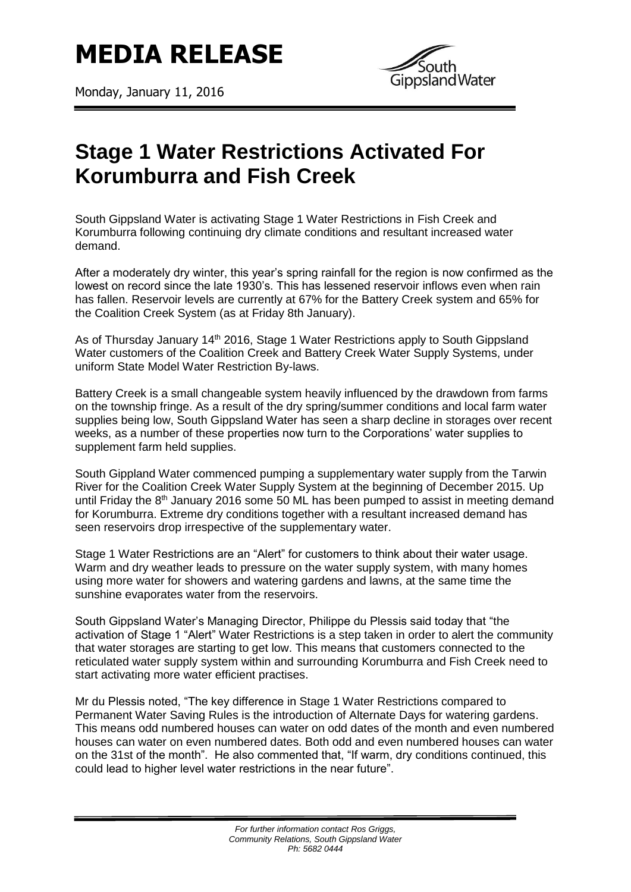# MEDIA RELEASE

Monday, January 11, 2016

South Gippsland Water

# Stage 1 Water Restrictions Activated For Korumburra and Fish Creek

South Gippsland Water is activating Stage 1 Water Restrictions in Fish Creek and Korumburra following continuing dry climate conditions and resultant increased water demand.

After a moderately dry winter, this year's spring rainfall for the region is now confirmed as the lowest on record since the late 1930's. This has lessened reservoir inflows even when rain has fallen. Reservoir levels are currently at 67% for the Battery Creek system and 65% for the Coalition Creek System (as at Friday 8th January).

As of Thursday January 14th 2016, Stage 1 Water Restrictions apply to South Gippsland Water customers of the Coalition Creek and Battery Creek Water Supply Systems, under uniform State Model Water Restriction By-laws.

Battery Creek is a small changeable system heavily influenced by the drawdown from farms on the township fringe. As a result of the dry spring/summer conditions and local farm water supplies being low, South Gippsland Water has seen a sharp decline in storages over recent weeks, as a number of these properties now turn to the Corporations' water supplies to supplement farm held supplies.

South Gippland Water commenced pumping a supplementary water supply from the Tarwin River for the Coalition Creek Water Supply System at the beginning of December 2015. Up until Friday the 8th January 2016 some 50 ML has been pumped to assist in meeting demand for Korumburra. Extreme dry conditions together with a resultant increased demand has seen reservoirs drop irrespective of the supplementary water.

Stage 1 Water Restrictions are an "Alert" for customers to think about their water usage. Warm and dry weather leads to pressure on the water supply system, with many homes using more water for showers and watering gardens and lawns, at the same time the sunshine evaporates water from the reservoirs.

South Gippsland Water's Managing Director, Philippe du Plessis said today that "the activation of Stage 1 "Alert" Water Restrictions is a step taken in order to alert the community that water storages are starting to get low. This means that customers connected to the reticulated water supply system within and surrounding Korumburra and Fish Creek need to start activating more water efficient practises.

Mr du Plessis noted, "The key difference in Stage 1 Water Restrictions compared to Permanent Water Saving Rules is the introduction of Alternate Days for watering gardens. This means odd numbered houses can water on odd dates of the month and even numbered houses can water on even numbered dates. Both odd and even numbered houses can water on the 31st of the month". He also commented that, "If warm, dry conditions continued, this could lead to higher level water restrictions in the near future".

*For further information contact Ros Griggs, Community Relations, South Gippsland Water Ph: 5682 0444*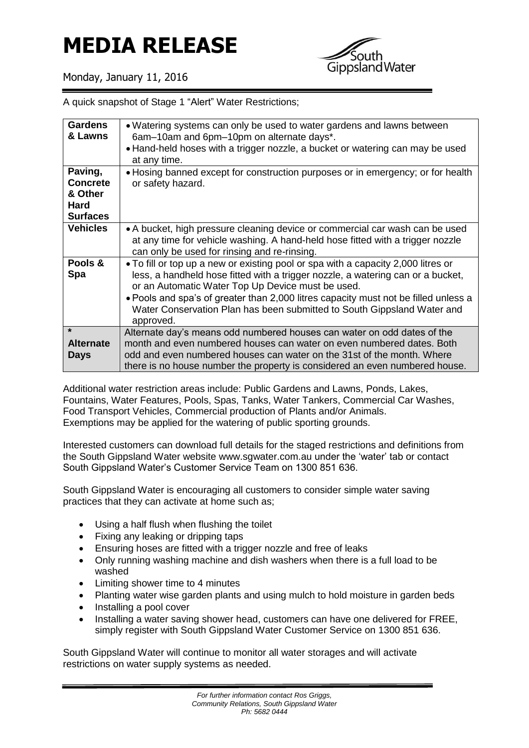# MEDIA RELEASE

Monday, January 11, 2016

A quick snapshot of Stage 1 "Alert" Water Restrictions;

| | |
|---|---|
| **Gardens & Lawns** | • Watering systems can only be used to water gardens and lawns between 6am–10am and 6pm–10pm on alternate days*.<br>• Hand-held hoses with a trigger nozzle, a bucket or watering can may be used at any time. |
| **Paving, Concrete & Other Hard Surfaces** | • Hosing banned except for construction purposes or in emergency; or for health or safety hazard. |
| **Vehicles** | • A bucket, high pressure cleaning device or commercial car wash can be used at any time for vehicle washing. A hand-held hose fitted with a trigger nozzle can only be used for rinsing and re-rinsing. |
| **Pools & Spa** | • To fill or top up a new or existing pool or spa with a capacity 2,000 litres or less, a handheld hose fitted with a trigger nozzle, a watering can or a bucket, or an Automatic Water Top Up Device must be used.<br>• Pools and spa's of greater than 2,000 litres capacity must not be filled unless a Water Conservation Plan has been submitted to South Gippsland Water and approved. |
| **\* Alternate Days** | Alternate day's means odd numbered houses can water on odd dates of the month and even numbered houses can water on even numbered dates. Both odd and even numbered houses can water on the 31st of the month. Where there is no house number the property is considered an even numbered house. |

Additional water restriction areas include: Public Gardens and Lawns, Ponds, Lakes, Fountains, Water Features, Pools, Spas, Tanks, Water Tankers, Commercial Car Washes, Food Transport Vehicles, Commercial production of Plants and/or Animals.
Exemptions may be applied for the watering of public sporting grounds.

Interested customers can download full details for the staged restrictions and definitions from the South Gippsland Water website www.sgwater.com.au under the 'water' tab or contact South Gippsland Water's Customer Service Team on 1300 851 636.

South Gippsland Water is encouraging all customers to consider simple water saving practices that they can activate at home such as;

- Using a half flush when flushing the toilet
- Fixing any leaking or dripping taps
- Ensuring hoses are fitted with a trigger nozzle and free of leaks
- Only running washing machine and dish washers when there is a full load to be washed
- Limiting shower time to 4 minutes
- Planting water wise garden plants and using mulch to hold moisture in garden beds
- Installing a pool cover
- Installing a water saving shower head, customers can have one delivered for FREE, simply register with South Gippsland Water Customer Service on 1300 851 636.

South Gippsland Water will continue to monitor all water storages and will activate restrictions on water supply systems as needed.

*For further information contact Ros Griggs, Community Relations, South Gippsland Water Ph: 5682 0444*